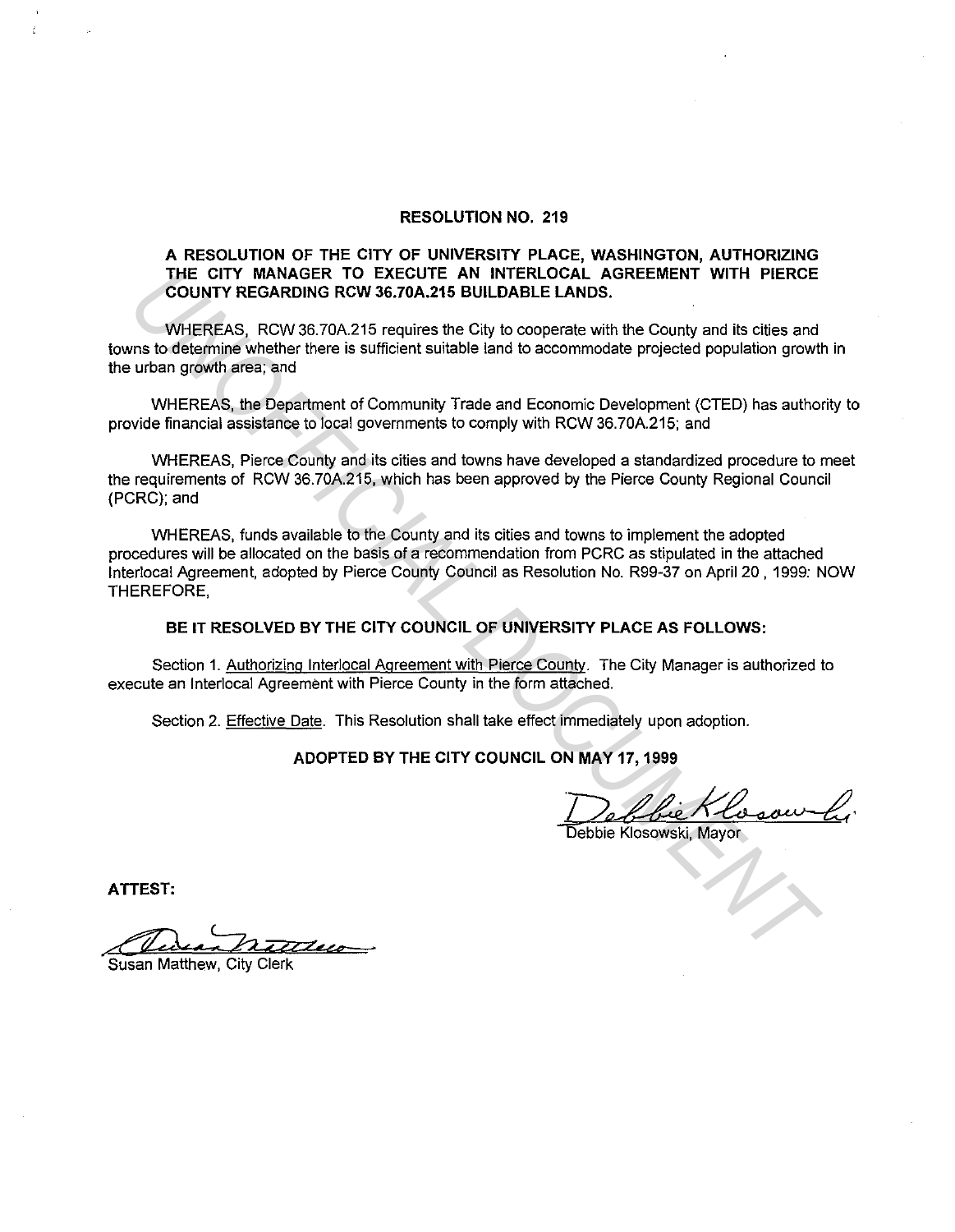# RESOLUTION NO. 219

## A RESOLUTION OF THE CITY OF UNIVERSITY PLACE, WASHINGTON, AUTHORIZING THE CITY MANAGER TO EXECUTE AN INTERLOCAL AGREEMENT WITH PIERCE COUNTY REGARDING RCW 36.70A.215 BUILDABLE LANDS.

WHEREAS, RCW 36.70A.215 requires the City to cooperate with the County and its cities and towns to determine whether there is sufficient suitable land to accommodate projected population growth in the urban growth area; and

WHEREAS, the Department of Community Trade and Economic Development (CTED) has authority to provide financial assistance to local governments to comply with RCW 36.70A.215; and

WHEREAS, Pierce County and its cities and towns have developed a standardized procedure to meet the requirements of RCW 36.70A.215, which has been approved by the Pierce County Regional Council (PCRC); and

WHEREAS, funds available to the County and its cities and towns to implement the adopted procedures will be allocated on the basis of a recommendation from PCRC as stipulated in the attached Interlocal Agreement, adopted by Pierce County Council as Resolution No. R99-37 on April 20 , 1999: NOW THEREFORE,

**BE IT RESOLVED BY THE CITY COUNCIL OF UNIVERSITY PLACE AS FOLLOWS:**

Section 1. Authorizing Interlocal Agreement with Pierce County. The City Manager is authorized to execute an Interlocal Agreement with Pierce County in the form attached.

Section 2. Effective Date. This Resolution shall take effect immediately upon adoption.

**ADOPTED BY THE CITY COUNCIL ON MAY 17, 1999**

Debbie Klosowski, Mayor

**ATTEST:**

Susan Matthew, City Clerk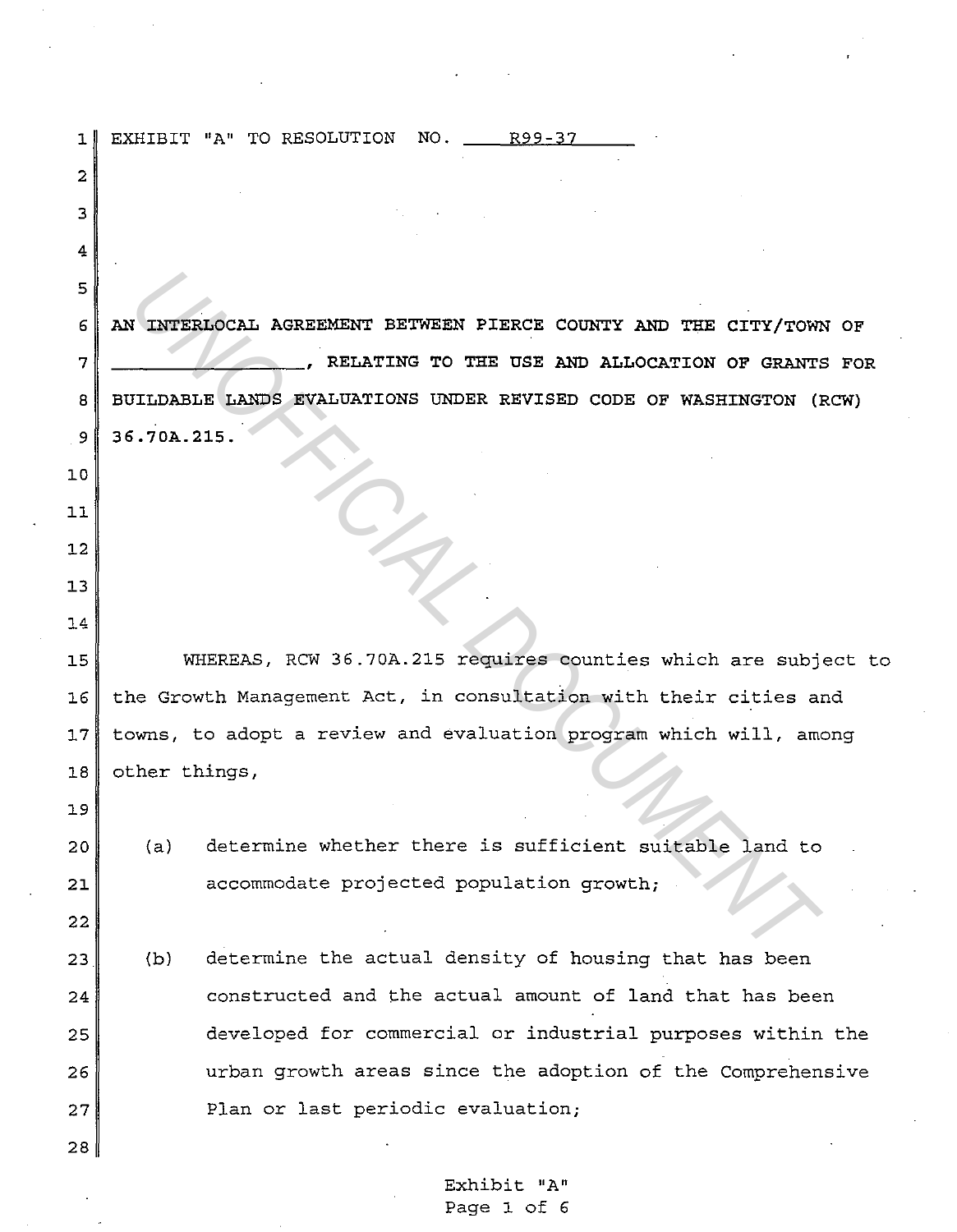EXHIBIT "A" TO RESOLUTION NO. ____R99-37____

AN INTERLOCAL AGREEMENT BETWEEN PIERCE COUNTY AND THE CITY/TOWN OF _______________, RELATING TO THE USE AND ALLOCATION OF GRANTS FOR BUILDABLE LANDS EVALUATIONS UNDER REVISED CODE OF WASHINGTON (RCW) 36.70A.215.

WHEREAS, RCW 36.70A.215 requires counties which are subject to the Growth Management Act, in consultation with their cities and towns, to adopt a review and evaluation program which will, among other things,

(a) determine whether there is sufficient suitable land to accommodate projected population growth;

(b) determine the actual density of housing that has been constructed and the actual amount of land that has been developed for commercial or industrial purposes within the urban growth areas since the adoption of the Comprehensive Plan or last periodic evaluation;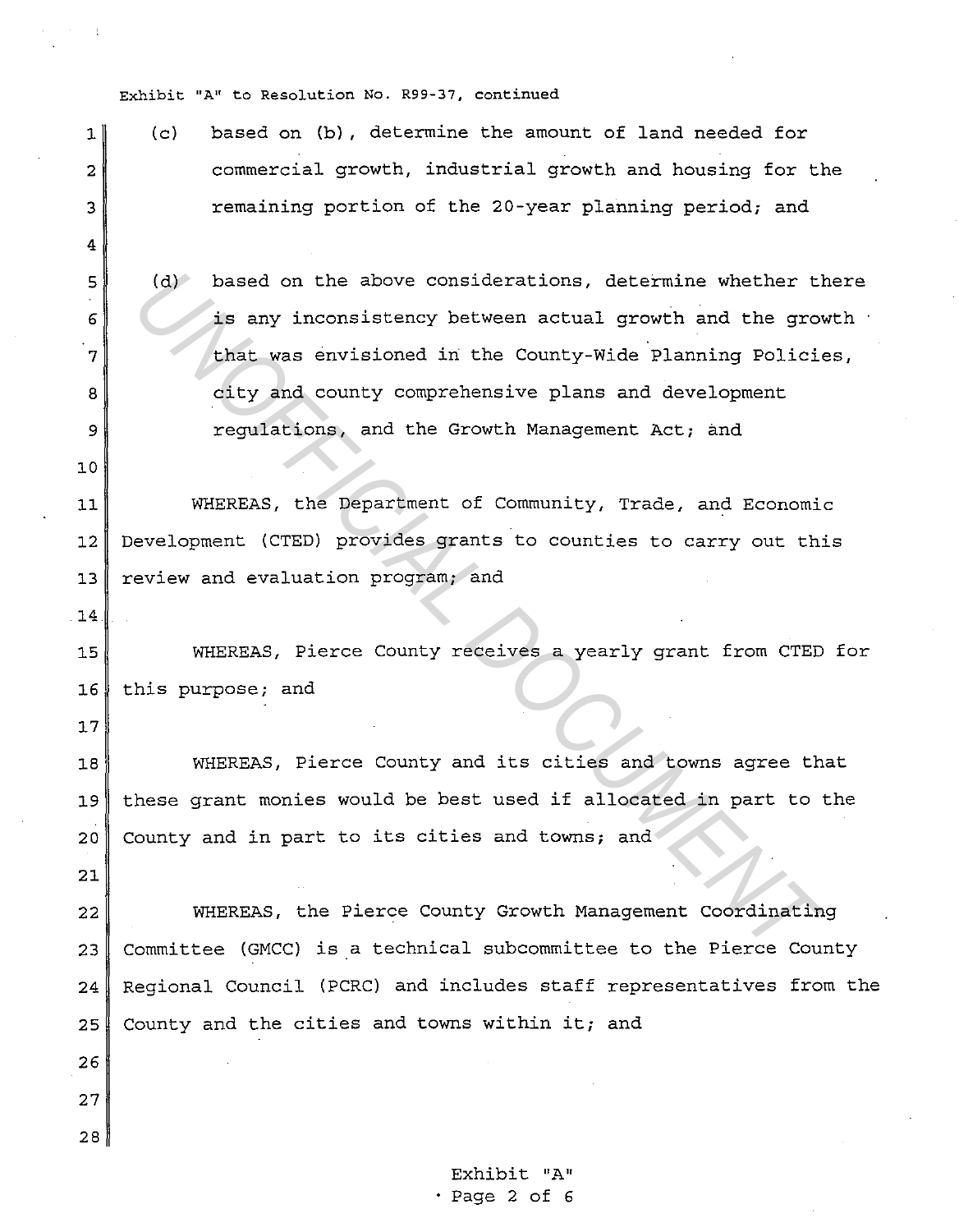(c) based on (b), determine the amount of land needed for commercial growth, industrial growth and housing for the remaining portion of the 20-year planning period; and

(d) based on the above considerations, determine whether there is any inconsistency between actual growth and the growth that was envisioned in the County-Wide Planning Policies, city and county comprehensive plans and development regulations, and the Growth Management Act; and

WHEREAS, the Department of Community, Trade, and Economic Development (CTED) provides grants to counties to carry out this review and evaluation program; and

WHEREAS, Pierce County receives a yearly grant from CTED for this purpose; and

WHEREAS, Pierce County and its cities and towns agree that these grant monies would be best used if allocated in part to the County and in part to its cities and towns; and

WHEREAS, the Pierce County Growth Management Coordinating Committee (GMCC) is a technical subcommittee to the Pierce County Regional Council (PCRC) and includes staff representatives from the County and the cities and towns within it; and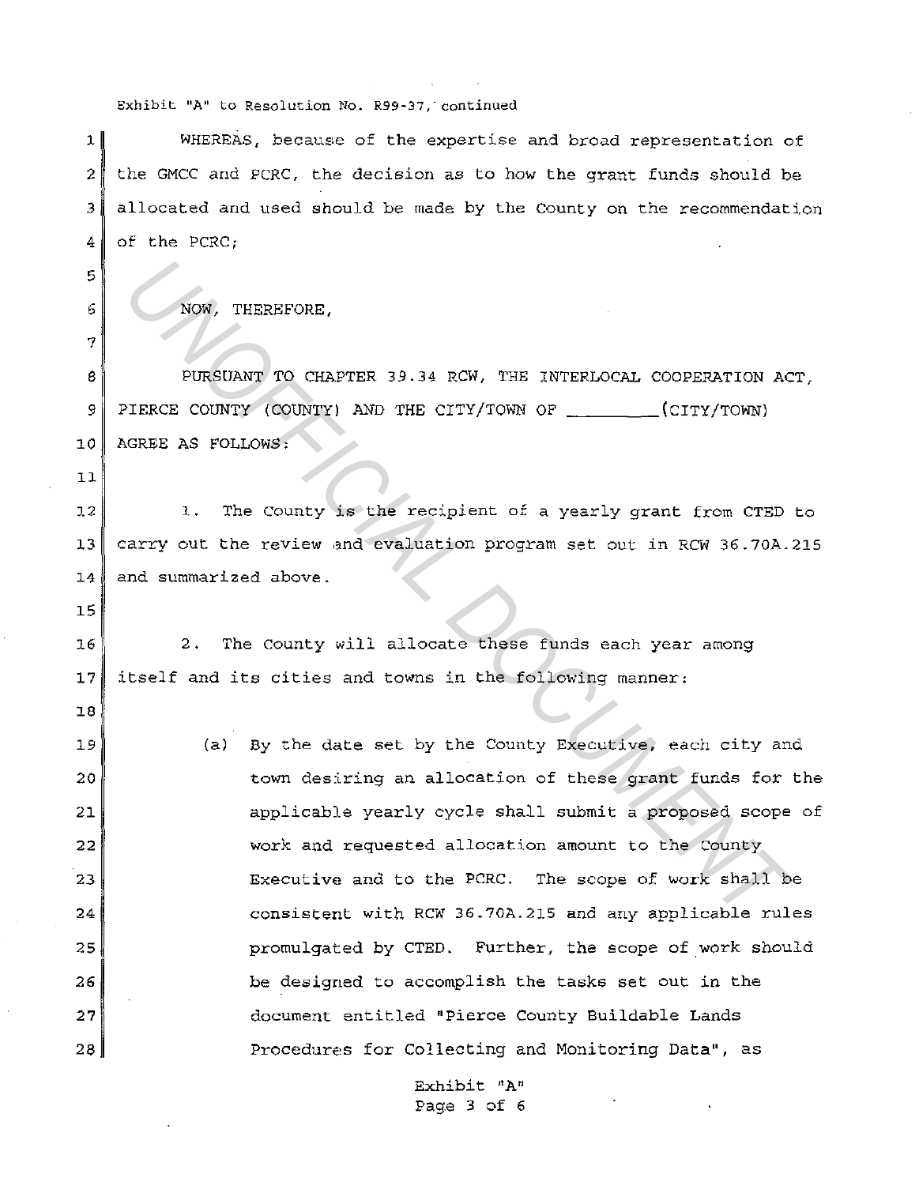Exhibit "A" to Resolution No. R99-37, continued

WHEREAS, because of the expertise and broad representation of the GMCC and PCRC, the decision as to how the grant funds should be allocated and used should be made by the County on the recommendation of the PCRC;

NOW, THEREFORE,

PURSUANT TO CHAPTER 39.34 RCW, THE INTERLOCAL COOPERATION ACT, PIERCE COUNTY (COUNTY) AND THE CITY/TOWN OF ________(CITY/TOWN) AGREE AS FOLLOWS:

1. The County is the recipient of a yearly grant from CTED to carry out the review and evaluation program set out in RCW 36.70A.215 and summarized above.

2. The County will allocate these funds each year among itself and its cities and towns in the following manner:

   (a) By the date set by the County Executive, each city and town desiring an allocation of these grant funds for the applicable yearly cycle shall submit a proposed scope of work and requested allocation amount to the County Executive and to the PCRC. The scope of work shall be consistent with RCW 36.70A.215 and any applicable rules promulgated by CTED. Further, the scope of work should be designed to accomplish the tasks set out in the document entitled "Pierce County Buildable Lands Procedures for Collecting and Monitoring Data", as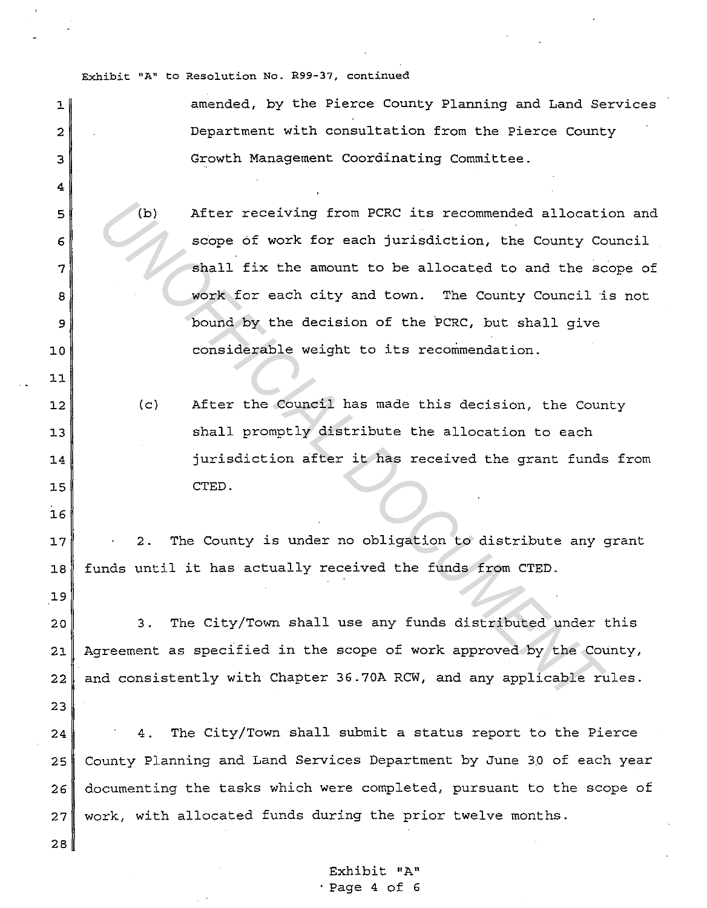amended, by the Pierce County Planning and Land Services Department with consultation from the Pierce County Growth Management Coordinating Committee.

(b) After receiving from PCRC its recommended allocation and scope of work for each jurisdiction, the County Council shall fix the amount to be allocated to and the scope of work for each city and town. The County Council is not bound by the decision of the PCRC, but shall give considerable weight to its recommendation.

(c) After the Council has made this decision, the County shall promptly distribute the allocation to each jurisdiction after it has received the grant funds from CTED.

2. The County is under no obligation to distribute any grant funds until it has actually received the funds from CTED.

3. The City/Town shall use any funds distributed under this Agreement as specified in the scope of work approved by the County, and consistently with Chapter 36.70A RCW, and any applicable rules.

4. The City/Town shall submit a status report to the Pierce County Planning and Land Services Department by June 30 of each year documenting the tasks which were completed, pursuant to the scope of work, with allocated funds during the prior twelve months.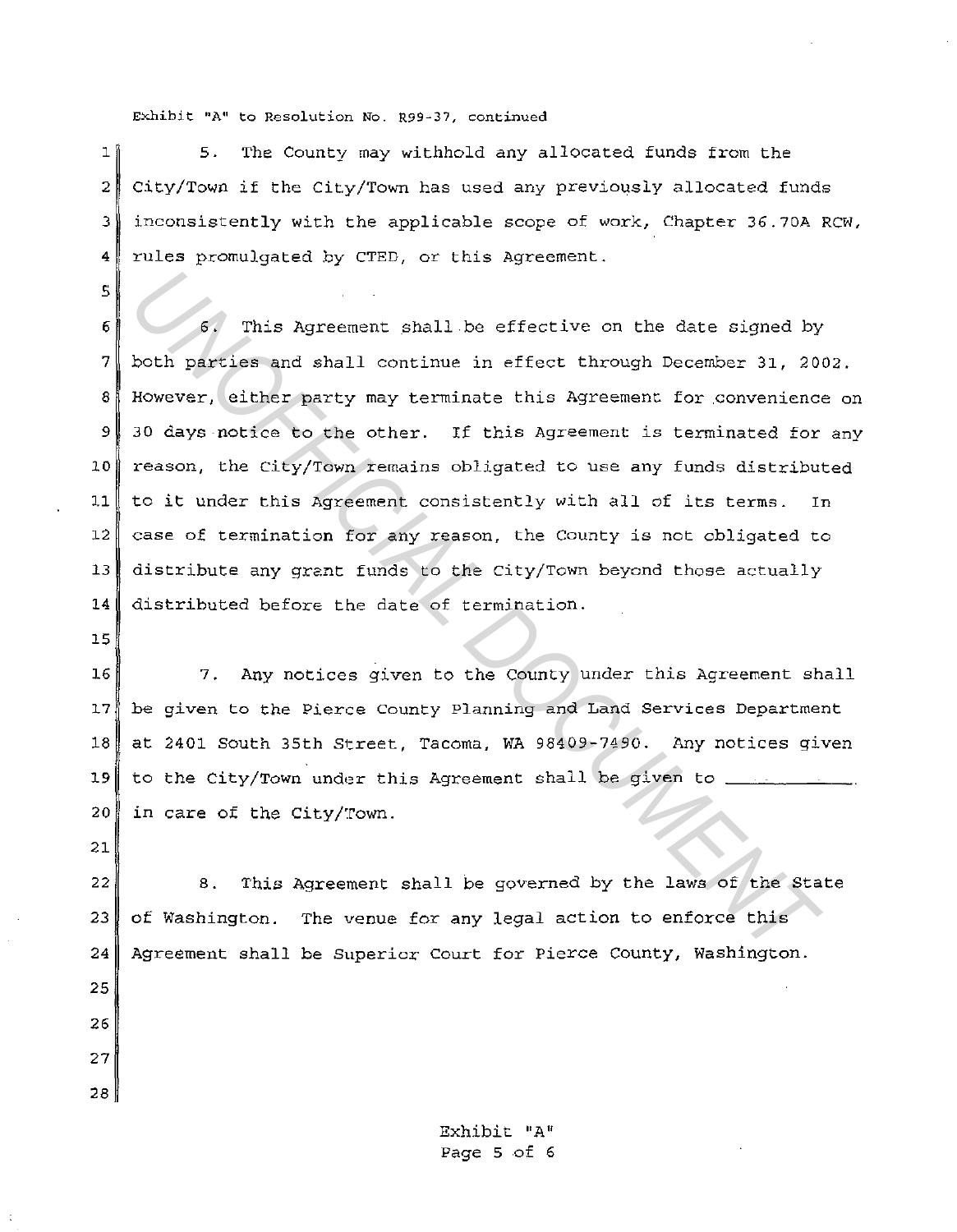Exhibit "A" to Resolution No. R99-37, continued

5. The County may withhold any allocated funds from the City/Town if the City/Town has used any previously allocated funds inconsistently with the applicable scope of work, Chapter 36.70A RCW, rules promulgated by CTED, or this Agreement.

6. This Agreement shall be effective on the date signed by both parties and shall continue in effect through December 31, 2002. However, either party may terminate this Agreement for convenience on 30 days notice to the other. If this Agreement is terminated for any reason, the City/Town remains obligated to use any funds distributed to it under this Agreement consistently with all of its terms. In case of termination for any reason, the County is not obligated to distribute any grant funds to the City/Town beyond those actually distributed before the date of termination.

7. Any notices given to the County under this Agreement shall be given to the Pierce County Planning and Land Services Department at 2401 South 35th Street, Tacoma, WA 98409-7490. Any notices given to the City/Town under this Agreement shall be given to ___________, in care of the City/Town.

8. This Agreement shall be governed by the laws of the State of Washington. The venue for any legal action to enforce this Agreement shall be Superior Court for Pierce County, Washington.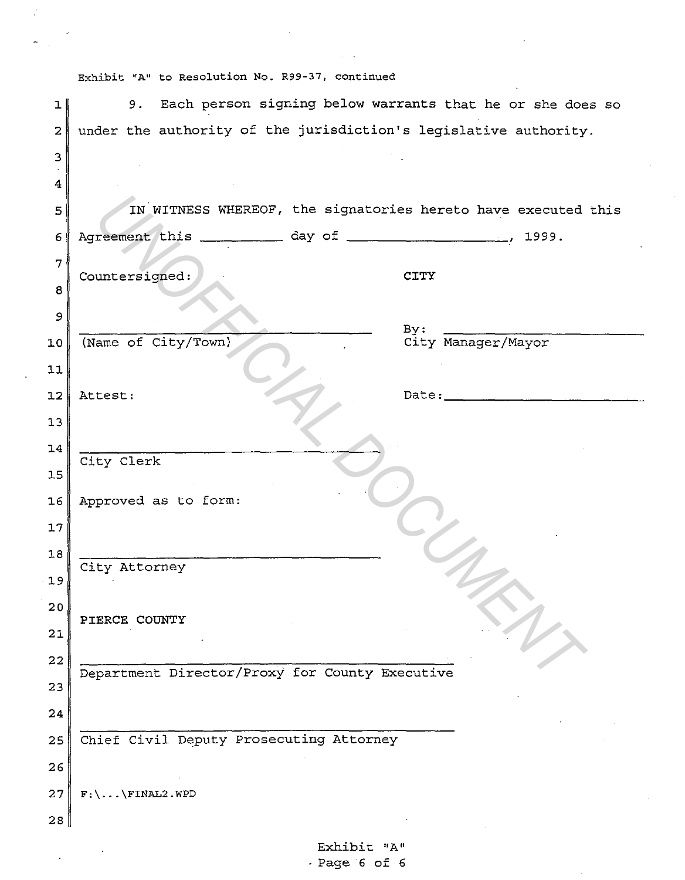9. Each person signing below warrants that he or she does so under the authority of the jurisdiction's legislative authority.

IN WITNESS WHEREOF, the signatories hereto have executed this Agreement this __________ day of ____________________, 1999.

Countersigned:

____________________________________
(Name of City/Town)

Attest:

____________________________________
City Clerk

Approved as to form:

____________________________________
City Attorney

CITY

By: ________________________________
City Manager/Mayor

Date: ______________________________

PIERCE COUNTY

____________________________________
Department Director/Proxy for County Executive

____________________________________
Chief Civil Deputy Prosecuting Attorney

F:\...\FINAL2.WPD